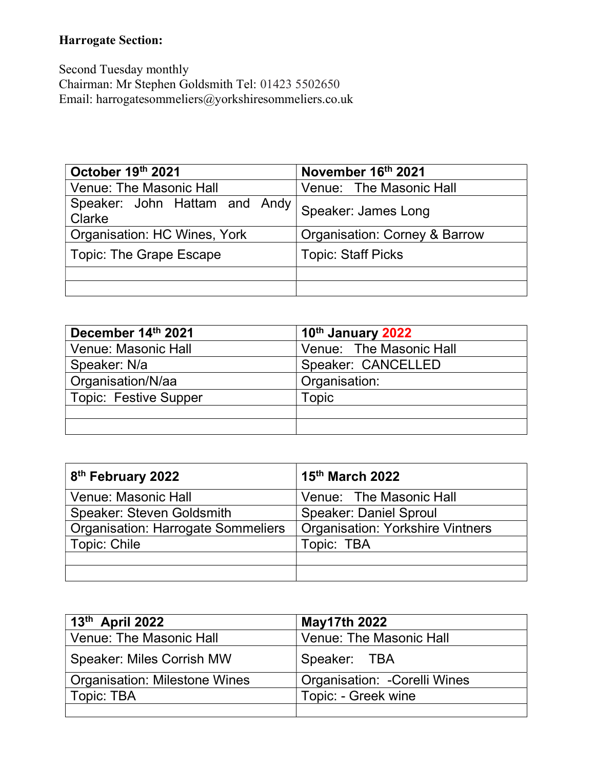**Harrogate Section:**

Second Tuesday monthly
Chairman: Mr Stephen Goldsmith Tel: 01423 5502650
Email: harrogatesommeliers@yorkshiresommeliers.co.uk

| October 19th 2021 | November 16th 2021 |
|---|---|
| Venue: The Masonic Hall | Venue: The Masonic Hall |
| Speaker: John Hattam and Andy Clarke | Speaker: James Long |
| Organisation: HC Wines, York | Organisation: Corney & Barrow |
| Topic: The Grape Escape | Topic: Staff Picks |
| | |
| | |

| December 14th 2021 | 10th January 2022 |
|---|---|
| Venue: Masonic Hall | Venue: The Masonic Hall |
| Speaker: N/a | Speaker: CANCELLED |
| Organisation/N/aa | Organisation: |
| Topic: Festive Supper | Topic |
| | |
| | |

| 8th February 2022 | 15th March 2022 |
|---|---|
| Venue: Masonic Hall | Venue: The Masonic Hall |
| Speaker: Steven Goldsmith | Speaker: Daniel Sproul |
| Organisation: Harrogate Sommeliers | Organisation: Yorkshire Vintners |
| Topic: Chile | Topic: TBA |
| | |
| | |

| 13th April 2022 | May17th 2022 |
|---|---|
| Venue: The Masonic Hall | Venue: The Masonic Hall |
| Speaker: Miles Corrish MW | Speaker: TBA |
| Organisation: Milestone Wines | Organisation: -Corelli Wines |
| Topic: TBA | Topic: - Greek wine |
| | |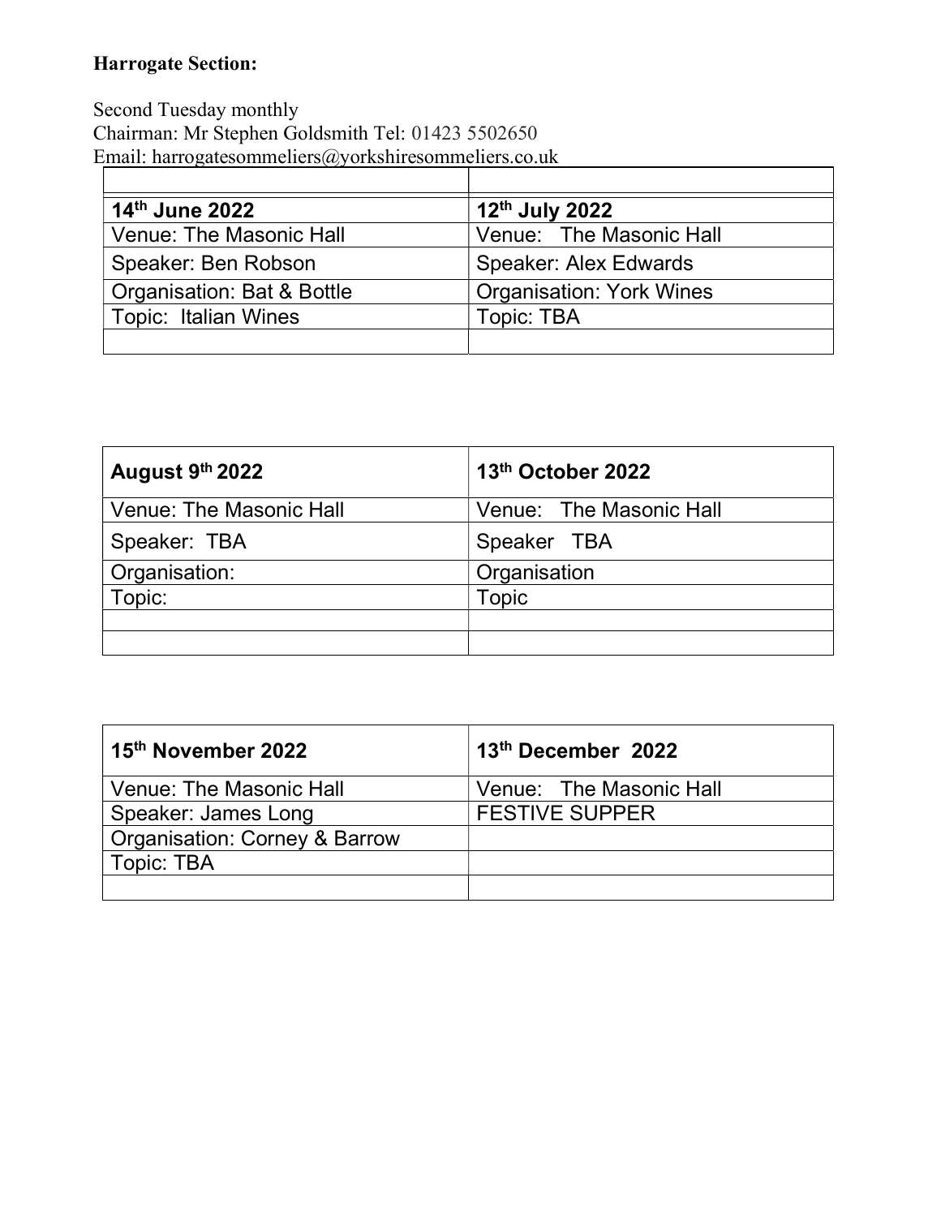**Harrogate Section:**

Second Tuesday monthly
Chairman: Mr Stephen Goldsmith Tel: 01423 5502650
Email: harrogatesommeliers@yorkshiresommeliers.co.uk

| | |
|---|---|
| | |
| **14th June 2022** | **12th July 2022** |
| Venue: The Masonic Hall | Venue: The Masonic Hall |
| Speaker: Ben Robson | Speaker: Alex Edwards |
| Organisation: Bat & Bottle | Organisation: York Wines |
| Topic: Italian Wines | Topic: TBA |
| | |

| **August 9th 2022** | **13th October 2022** |
|---|---|
| Venue: The Masonic Hall | Venue: The Masonic Hall |
| Speaker: TBA | Speaker TBA |
| Organisation: | Organisation |
| Topic: | Topic |
| | |
| | |

| **15th November 2022** | **13th December 2022** |
|---|---|
| Venue: The Masonic Hall | Venue: The Masonic Hall |
| Speaker: James Long | FESTIVE SUPPER |
| Organisation: Corney & Barrow | |
| Topic: TBA | |
| | |